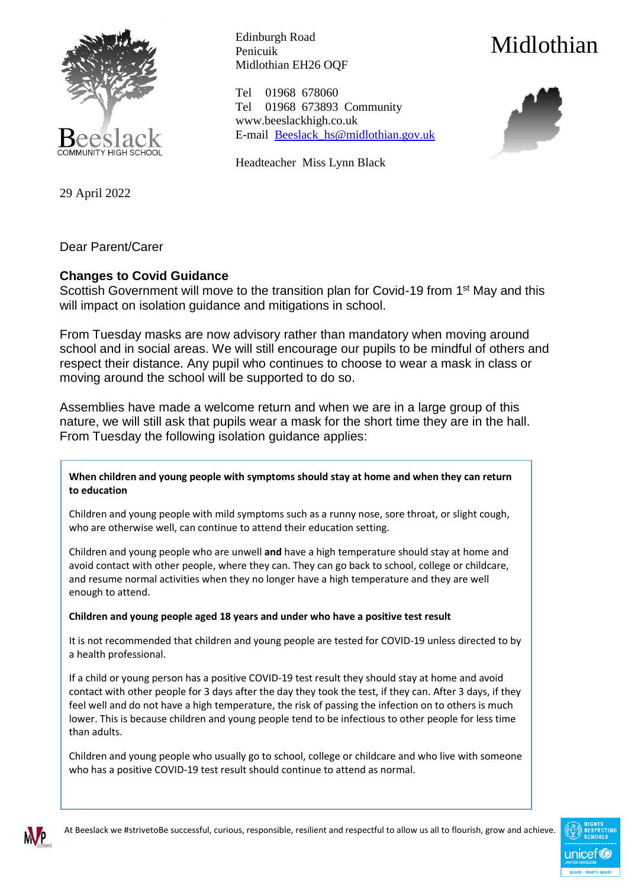Beeslack
COMMUNITY HIGH SCHOOL

Edinburgh Road
Penicuik
Midlothian EH26 OQF

Tel 01968 678060
Tel 01968 673893 Community
www.beeslackhigh.co.uk
E-mail [Beeslack_hs@midlothian.gov.uk](mailto:Beeslack_hs@midlothian.gov.uk)

Headteacher Miss Lynn Black

Midlothian

29 April 2022

Dear Parent/Carer

**Changes to Covid Guidance**

Scottish Government will move to the transition plan for Covid-19 from 1st May and this will impact on isolation guidance and mitigations in school.

From Tuesday masks are now advisory rather than mandatory when moving around school and in social areas. We will still encourage our pupils to be mindful of others and respect their distance. Any pupil who continues to choose to wear a mask in class or moving around the school will be supported to do so.

Assemblies have made a welcome return and when we are in a large group of this nature, we will still ask that pupils wear a mask for the short time they are in the hall. From Tuesday the following isolation guidance applies:

**When children and young people with symptoms should stay at home and when they can return to education**

Children and young people with mild symptoms such as a runny nose, sore throat, or slight cough, who are otherwise well, can continue to attend their education setting.

Children and young people who are unwell **and** have a high temperature should stay at home and avoid contact with other people, where they can. They can go back to school, college or childcare, and resume normal activities when they no longer have a high temperature and they are well enough to attend.

**Children and young people aged 18 years and under who have a positive test result**

It is not recommended that children and young people are tested for COVID-19 unless directed to by a health professional.

If a child or young person has a positive COVID-19 test result they should stay at home and avoid contact with other people for 3 days after the day they took the test, if they can. After 3 days, if they feel well and do not have a high temperature, the risk of passing the infection on to others is much lower. This is because children and young people tend to be infectious to other people for less time than adults.

Children and young people who usually go to school, college or childcare and who live with someone who has a positive COVID-19 test result should continue to attend as normal.

At Beeslack we #strivetoBe successful, curious, responsible, resilient and respectful to allow us all to flourish, grow and achieve.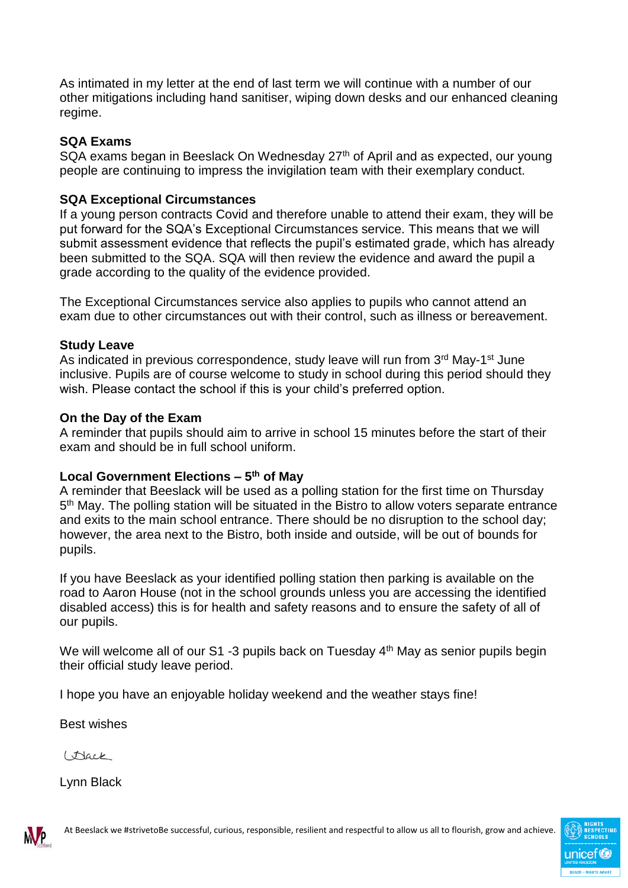As intimated in my letter at the end of last term we will continue with a number of our other mitigations including hand sanitiser, wiping down desks and our enhanced cleaning regime.

**SQA Exams**

SQA exams began in Beeslack On Wednesday 27th of April and as expected, our young people are continuing to impress the invigilation team with their exemplary conduct.

**SQA Exceptional Circumstances**

If a young person contracts Covid and therefore unable to attend their exam, they will be put forward for the SQA's Exceptional Circumstances service. This means that we will submit assessment evidence that reflects the pupil's estimated grade, which has already been submitted to the SQA. SQA will then review the evidence and award the pupil a grade according to the quality of the evidence provided.

The Exceptional Circumstances service also applies to pupils who cannot attend an exam due to other circumstances out with their control, such as illness or bereavement.

**Study Leave**

As indicated in previous correspondence, study leave will run from 3rd May-1st June inclusive. Pupils are of course welcome to study in school during this period should they wish. Please contact the school if this is your child's preferred option.

**On the Day of the Exam**

A reminder that pupils should aim to arrive in school 15 minutes before the start of their exam and should be in full school uniform.

**Local Government Elections – 5th of May**

A reminder that Beeslack will be used as a polling station for the first time on Thursday 5th May. The polling station will be situated in the Bistro to allow voters separate entrance and exits to the main school entrance. There should be no disruption to the school day; however, the area next to the Bistro, both inside and outside, will be out of bounds for pupils.

If you have Beeslack as your identified polling station then parking is available on the road to Aaron House (not in the school grounds unless you are accessing the identified disabled access) this is for health and safety reasons and to ensure the safety of all of our pupils.

We will welcome all of our S1 -3 pupils back on Tuesday 4th May as senior pupils begin their official study leave period.

I hope you have an enjoyable holiday weekend and the weather stays fine!

Best wishes

LBlack

Lynn Black

At Beeslack we #strivetoBe successful, curious, responsible, resilient and respectful to allow us all to flourish, grow and achieve.